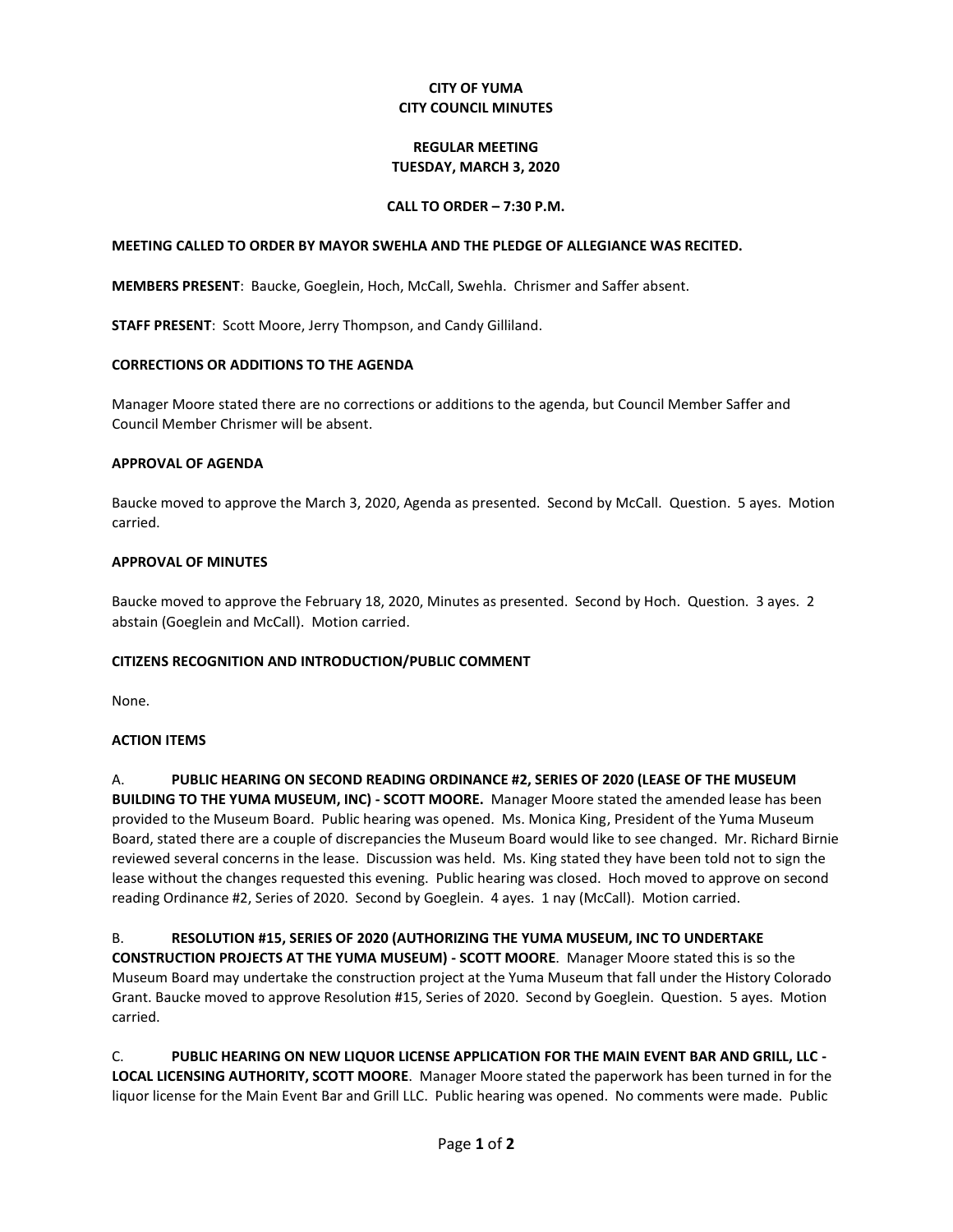**CITY OF YUMA**
**CITY COUNCIL MINUTES**

**REGULAR MEETING**
**TUESDAY, MARCH 3, 2020**

**CALL TO ORDER – 7:30 P.M.**

**MEETING CALLED TO ORDER BY MAYOR SWEHLA AND THE PLEDGE OF ALLEGIANCE WAS RECITED.**

**MEMBERS PRESENT**: Baucke, Goeglein, Hoch, McCall, Swehla. Chrismer and Saffer absent.

**STAFF PRESENT**: Scott Moore, Jerry Thompson, and Candy Gilliland.

**CORRECTIONS OR ADDITIONS TO THE AGENDA**

Manager Moore stated there are no corrections or additions to the agenda, but Council Member Saffer and Council Member Chrismer will be absent.

**APPROVAL OF AGENDA**

Baucke moved to approve the March 3, 2020, Agenda as presented. Second by McCall. Question. 5 ayes. Motion carried.

**APPROVAL OF MINUTES**

Baucke moved to approve the February 18, 2020, Minutes as presented. Second by Hoch. Question. 3 ayes. 2 abstain (Goeglein and McCall). Motion carried.

**CITIZENS RECOGNITION AND INTRODUCTION/PUBLIC COMMENT**

None.

**ACTION ITEMS**

A. **PUBLIC HEARING ON SECOND READING ORDINANCE #2, SERIES OF 2020 (LEASE OF THE MUSEUM BUILDING TO THE YUMA MUSEUM, INC) - SCOTT MOORE.** Manager Moore stated the amended lease has been provided to the Museum Board. Public hearing was opened. Ms. Monica King, President of the Yuma Museum Board, stated there are a couple of discrepancies the Museum Board would like to see changed. Mr. Richard Birnie reviewed several concerns in the lease. Discussion was held. Ms. King stated they have been told not to sign the lease without the changes requested this evening. Public hearing was closed. Hoch moved to approve on second reading Ordinance #2, Series of 2020. Second by Goeglein. 4 ayes. 1 nay (McCall). Motion carried.

B. **RESOLUTION #15, SERIES OF 2020 (AUTHORIZING THE YUMA MUSEUM, INC TO UNDERTAKE CONSTRUCTION PROJECTS AT THE YUMA MUSEUM) - SCOTT MOORE**. Manager Moore stated this is so the Museum Board may undertake the construction project at the Yuma Museum that fall under the History Colorado Grant. Baucke moved to approve Resolution #15, Series of 2020. Second by Goeglein. Question. 5 ayes. Motion carried.

C. **PUBLIC HEARING ON NEW LIQUOR LICENSE APPLICATION FOR THE MAIN EVENT BAR AND GRILL, LLC - LOCAL LICENSING AUTHORITY, SCOTT MOORE**. Manager Moore stated the paperwork has been turned in for the liquor license for the Main Event Bar and Grill LLC. Public hearing was opened. No comments were made. Public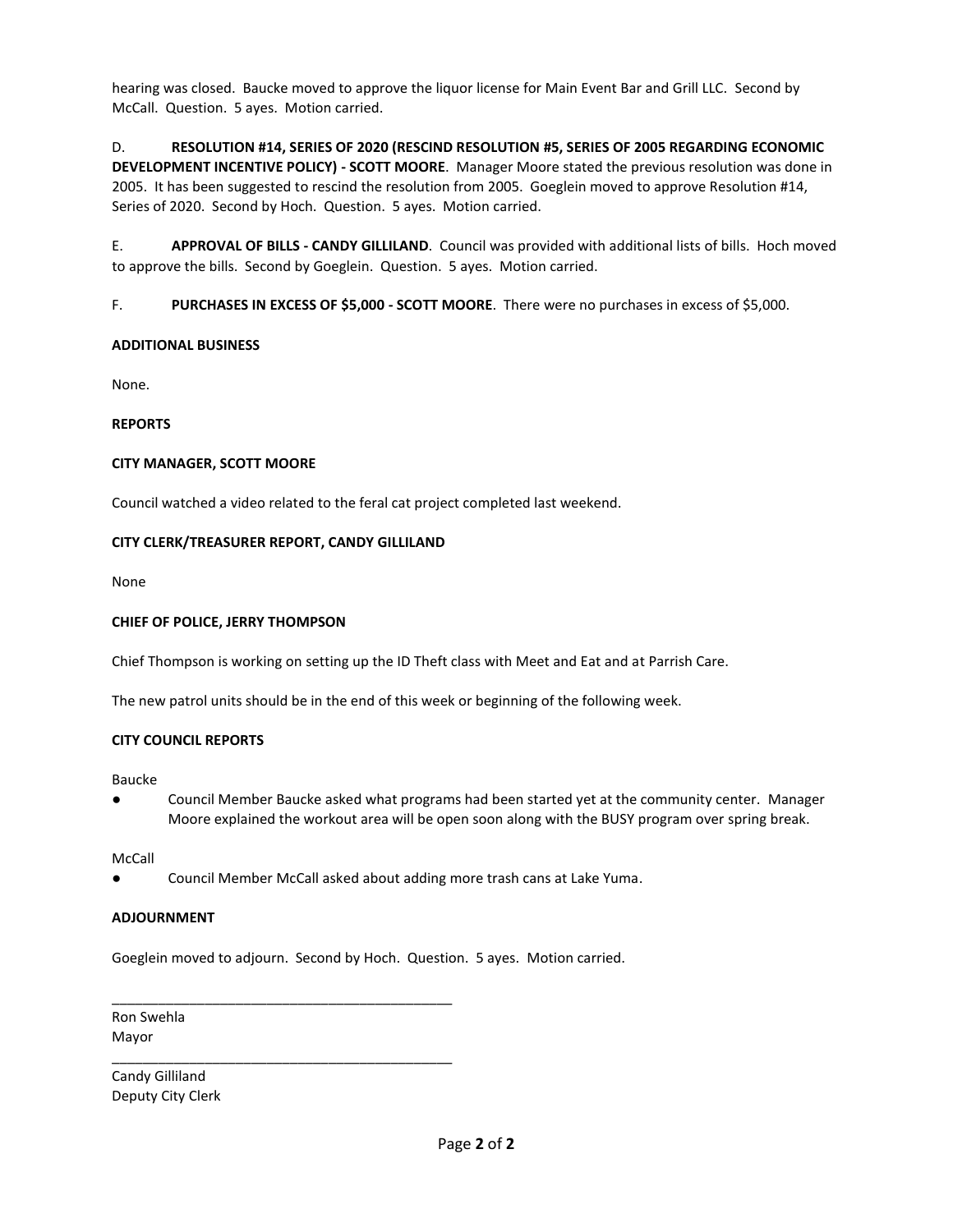hearing was closed. Baucke moved to approve the liquor license for Main Event Bar and Grill LLC. Second by McCall. Question. 5 ayes. Motion carried.

D. **RESOLUTION #14, SERIES OF 2020 (RESCIND RESOLUTION #5, SERIES OF 2005 REGARDING ECONOMIC DEVELOPMENT INCENTIVE POLICY) - SCOTT MOORE**. Manager Moore stated the previous resolution was done in 2005. It has been suggested to rescind the resolution from 2005. Goeglein moved to approve Resolution #14, Series of 2020. Second by Hoch. Question. 5 ayes. Motion carried.

E. **APPROVAL OF BILLS - CANDY GILLILAND**. Council was provided with additional lists of bills. Hoch moved to approve the bills. Second by Goeglein. Question. 5 ayes. Motion carried.

F. **PURCHASES IN EXCESS OF $5,000 - SCOTT MOORE**. There were no purchases in excess of $5,000.

**ADDITIONAL BUSINESS**

None.

**REPORTS**

**CITY MANAGER, SCOTT MOORE**

Council watched a video related to the feral cat project completed last weekend.

**CITY CLERK/TREASURER REPORT, CANDY GILLILAND**

None

**CHIEF OF POLICE, JERRY THOMPSON**

Chief Thompson is working on setting up the ID Theft class with Meet and Eat and at Parrish Care.

The new patrol units should be in the end of this week or beginning of the following week.

**CITY COUNCIL REPORTS**

Baucke

- Council Member Baucke asked what programs had been started yet at the community center. Manager Moore explained the workout area will be open soon along with the BUSY program over spring break.

McCall

- Council Member McCall asked about adding more trash cans at Lake Yuma.

**ADJOURNMENT**

Goeglein moved to adjourn. Second by Hoch. Question. 5 ayes. Motion carried.

\_\_\_\_\_\_\_\_\_\_\_\_\_\_\_\_\_\_\_\_\_\_\_\_\_\_\_\_\_\_\_\_\_\_\_\_\_\_\_\_\_\_\_\_

Ron Swehla
Mayor

\_\_\_\_\_\_\_\_\_\_\_\_\_\_\_\_\_\_\_\_\_\_\_\_\_\_\_\_\_\_\_\_\_\_\_\_\_\_\_\_\_\_\_\_

Candy Gilliland
Deputy City Clerk